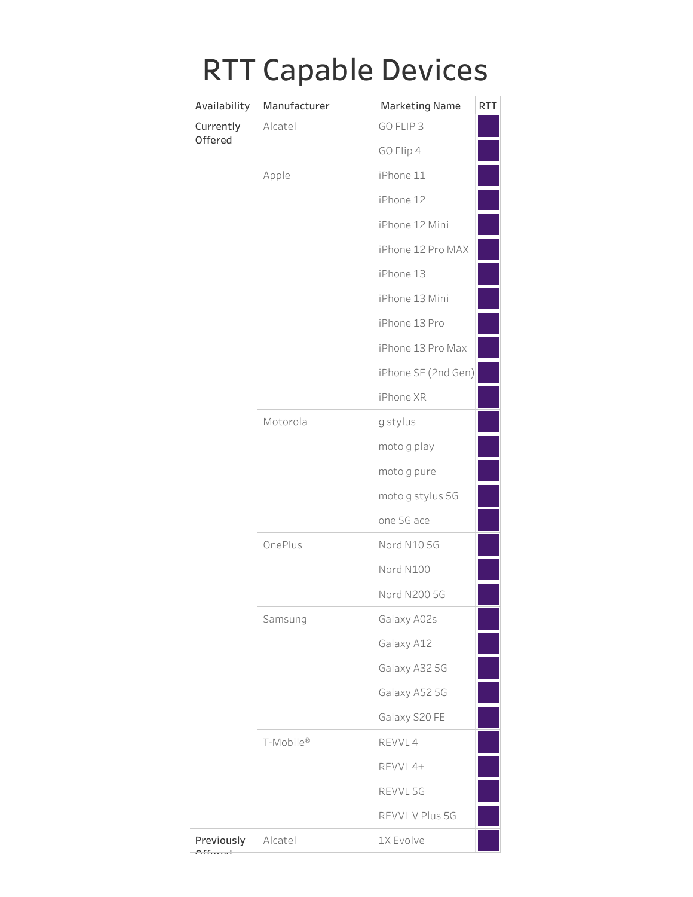# RTT Capable Devices

| Availability | Manufacturer | Marketing Name | RTT |
|---|---|---|---|
| Currently Offered | Alcatel | GO FLIP 3 | |
| | | GO Flip 4 | |
| | Apple | iPhone 11 | |
| | | iPhone 12 | |
| | | iPhone 12 Mini | |
| | | iPhone 12 Pro MAX | |
| | | iPhone 13 | |
| | | iPhone 13 Mini | |
| | | iPhone 13 Pro | |
| | | iPhone 13 Pro Max | |
| | | iPhone SE (2nd Gen) | |
| | | iPhone XR | |
| | Motorola | g stylus | |
| | | moto g play | |
| | | moto g pure | |
| | | moto g stylus 5G | |
| | | one 5G ace | |
| | OnePlus | Nord N10 5G | |
| | | Nord N100 | |
| | | Nord N200 5G | |
| | Samsung | Galaxy A02s | |
| | | Galaxy A12 | |
| | | Galaxy A32 5G | |
| | | Galaxy A52 5G | |
| | | Galaxy S20 FE | |
| | T-Mobile® | REVVL 4 | |
| | | REVVL 4+ | |
| | | REVVL 5G | |
| | | REVVL V Plus 5G | |
| Previously Offered | Alcatel | 1X Evolve | |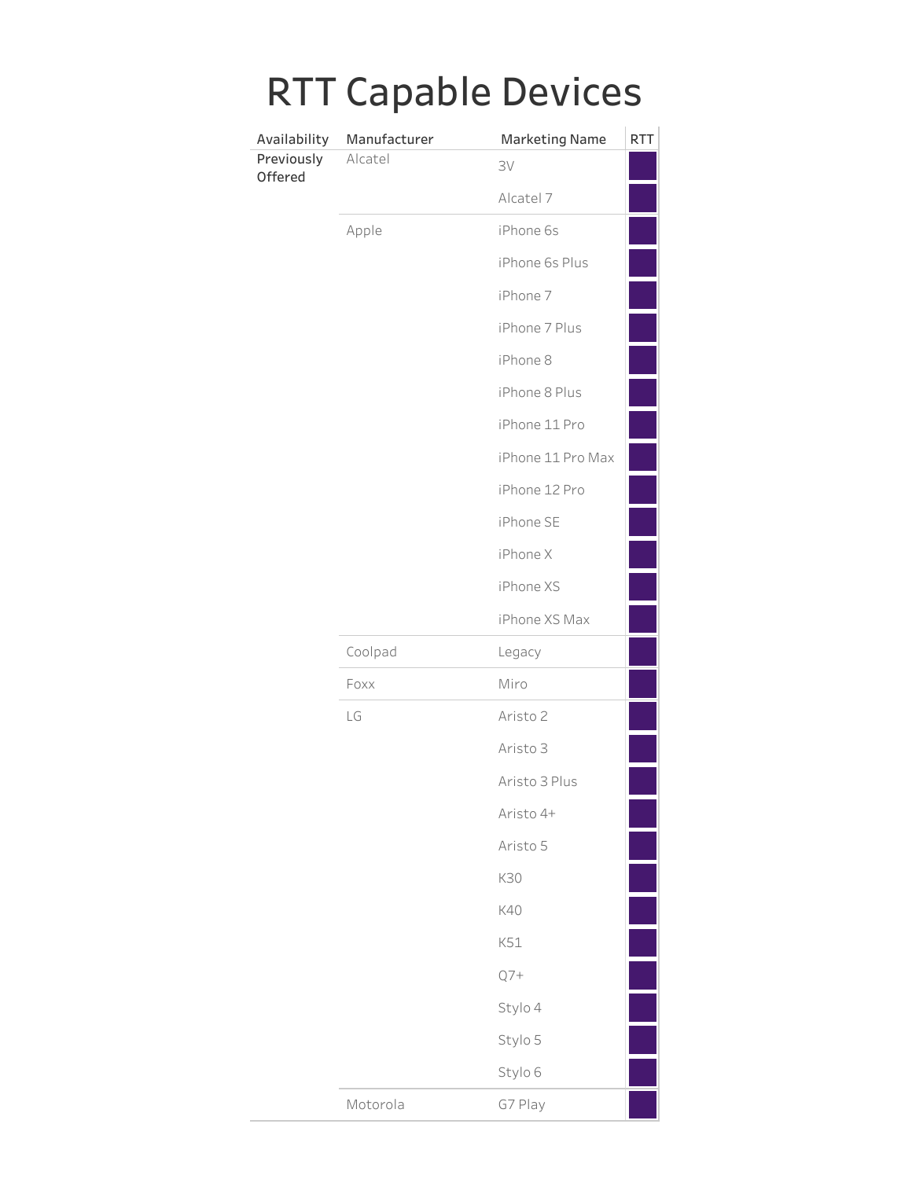# RTT Capable Devices

| Availability | Manufacturer | Marketing Name | RTT |
|---|---|---|---|
| Previously Offered | Alcatel | 3V | |
| | | Alcatel 7 | |
| | Apple | iPhone 6s | |
| | | iPhone 6s Plus | |
| | | iPhone 7 | |
| | | iPhone 7 Plus | |
| | | iPhone 8 | |
| | | iPhone 8 Plus | |
| | | iPhone 11 Pro | |
| | | iPhone 11 Pro Max | |
| | | iPhone 12 Pro | |
| | | iPhone SE | |
| | | iPhone X | |
| | | iPhone XS | |
| | | iPhone XS Max | |
| | Coolpad | Legacy | |
| | Foxx | Miro | |
| | LG | Aristo 2 | |
| | | Aristo 3 | |
| | | Aristo 3 Plus | |
| | | Aristo 4+ | |
| | | Aristo 5 | |
| | | K30 | |
| | | K40 | |
| | | K51 | |
| | | Q7+ | |
| | | Stylo 4 | |
| | | Stylo 5 | |
| | | Stylo 6 | |
| | Motorola | G7 Play | |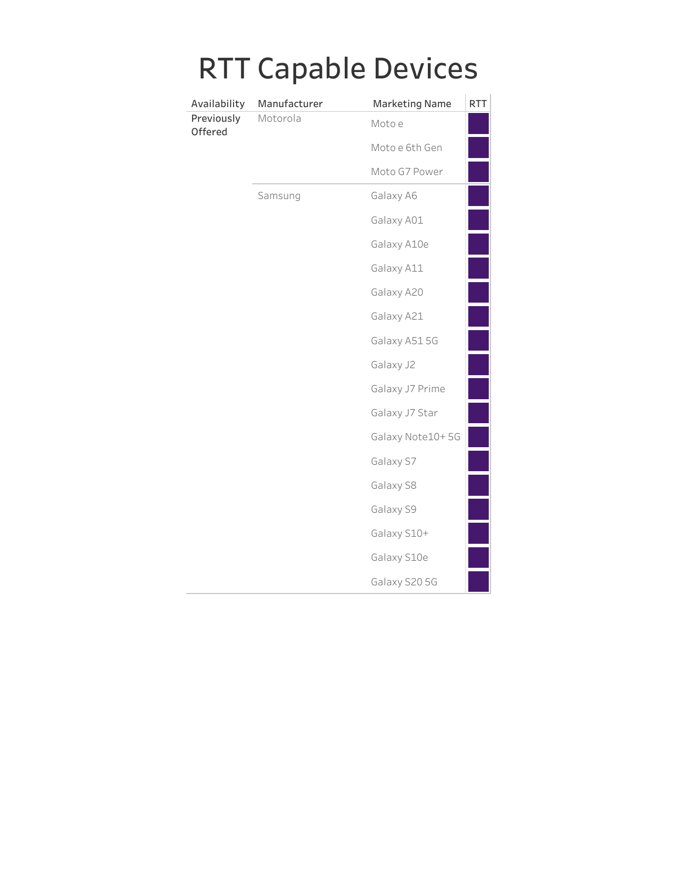# RTT Capable Devices

| Availability | Manufacturer | Marketing Name | RTT |
|---|---|---|---|
| Previously Offered | Motorola | Moto e | |
| | | Moto e 6th Gen | |
| | | Moto G7 Power | |
| | Samsung | Galaxy A6 | |
| | | Galaxy A01 | |
| | | Galaxy A10e | |
| | | Galaxy A11 | |
| | | Galaxy A20 | |
| | | Galaxy A21 | |
| | | Galaxy A51 5G | |
| | | Galaxy J2 | |
| | | Galaxy J7 Prime | |
| | | Galaxy J7 Star | |
| | | Galaxy Note10+ 5G | |
| | | Galaxy S7 | |
| | | Galaxy S8 | |
| | | Galaxy S9 | |
| | | Galaxy S10+ | |
| | | Galaxy S10e | |
| | | Galaxy S20 5G | |